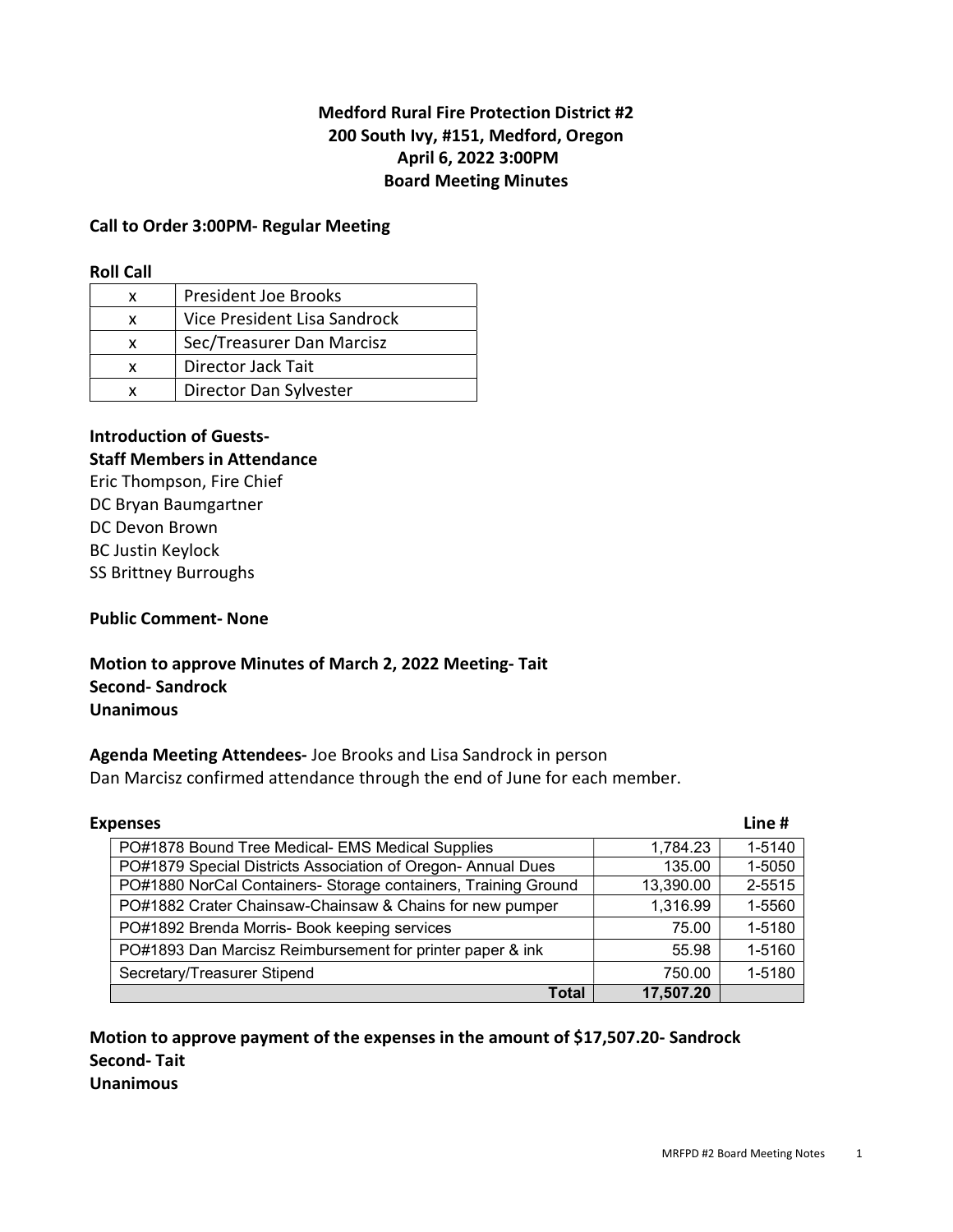**Medford Rural Fire Protection District #2**
**200 South Ivy, #151, Medford, Oregon**
**April 6, 2022 3:00PM**
**Board Meeting Minutes**

**Call to Order 3:00PM- Regular Meeting**

**Roll Call**

| | |
|---|---|
| x | President Joe Brooks |
| x | Vice President Lisa Sandrock |
| x | Sec/Treasurer Dan Marcisz |
| x | Director Jack Tait |
| x | Director Dan Sylvester |

**Introduction of Guests-**
**Staff Members in Attendance**
Eric Thompson, Fire Chief
DC Bryan Baumgartner
DC Devon Brown
BC Justin Keylock
SS Brittney Burroughs

**Public Comment- None**

**Motion to approve Minutes of March 2, 2022 Meeting- Tait**
**Second- Sandrock**
**Unanimous**

**Agenda Meeting Attendees-** Joe Brooks and Lisa Sandrock in person
Dan Marcisz confirmed attendance through the end of June for each member.

**Expenses**

| | | Line # |
|---|---|---|
| PO#1878 Bound Tree Medical- EMS Medical Supplies | 1,784.23 | 1-5140 |
| PO#1879 Special Districts Association of Oregon- Annual Dues | 135.00 | 1-5050 |
| PO#1880 NorCal Containers- Storage containers, Training Ground | 13,390.00 | 2-5515 |
| PO#1882 Crater Chainsaw-Chainsaw & Chains for new pumper | 1,316.99 | 1-5560 |
| PO#1892 Brenda Morris- Book keeping services | 75.00 | 1-5180 |
| PO#1893 Dan Marcisz Reimbursement for printer paper & ink | 55.98 | 1-5160 |
| Secretary/Treasurer Stipend | 750.00 | 1-5180 |
| **Total** | **17,507.20** | |

**Motion to approve payment of the expenses in the amount of $17,507.20- Sandrock**
**Second- Tait**
**Unanimous**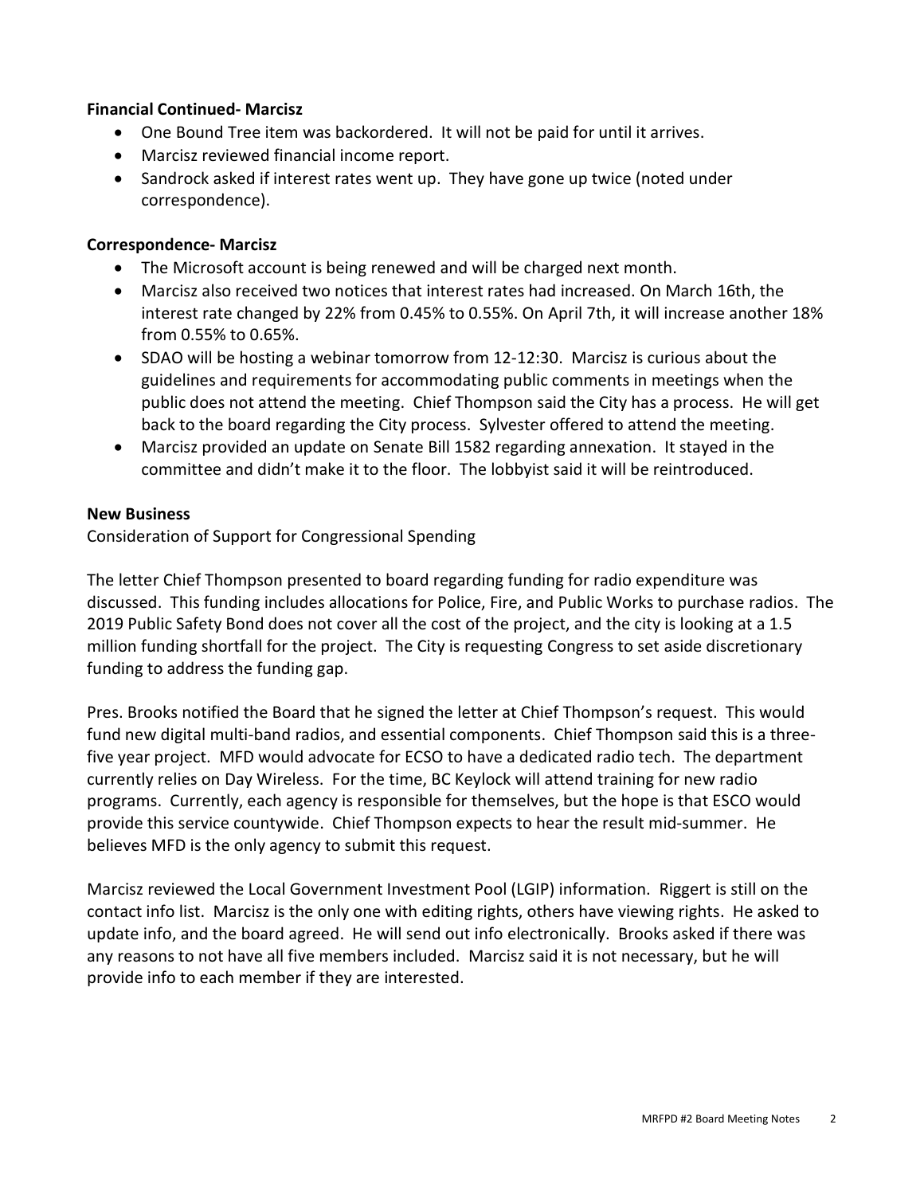**Financial Continued- Marcisz**

- One Bound Tree item was backordered. It will not be paid for until it arrives.
- Marcisz reviewed financial income report.
- Sandrock asked if interest rates went up. They have gone up twice (noted under correspondence).

**Correspondence- Marcisz**

- The Microsoft account is being renewed and will be charged next month.
- Marcisz also received two notices that interest rates had increased. On March 16th, the interest rate changed by 22% from 0.45% to 0.55%. On April 7th, it will increase another 18% from 0.55% to 0.65%.
- SDAO will be hosting a webinar tomorrow from 12-12:30. Marcisz is curious about the guidelines and requirements for accommodating public comments in meetings when the public does not attend the meeting. Chief Thompson said the City has a process. He will get back to the board regarding the City process. Sylvester offered to attend the meeting.
- Marcisz provided an update on Senate Bill 1582 regarding annexation. It stayed in the committee and didn't make it to the floor. The lobbyist said it will be reintroduced.

**New Business**

Consideration of Support for Congressional Spending

The letter Chief Thompson presented to board regarding funding for radio expenditure was discussed. This funding includes allocations for Police, Fire, and Public Works to purchase radios. The 2019 Public Safety Bond does not cover all the cost of the project, and the city is looking at a 1.5 million funding shortfall for the project. The City is requesting Congress to set aside discretionary funding to address the funding gap.

Pres. Brooks notified the Board that he signed the letter at Chief Thompson's request. This would fund new digital multi-band radios, and essential components. Chief Thompson said this is a three-five year project. MFD would advocate for ECSO to have a dedicated radio tech. The department currently relies on Day Wireless. For the time, BC Keylock will attend training for new radio programs. Currently, each agency is responsible for themselves, but the hope is that ESCO would provide this service countywide. Chief Thompson expects to hear the result mid-summer. He believes MFD is the only agency to submit this request.

Marcisz reviewed the Local Government Investment Pool (LGIP) information. Riggert is still on the contact info list. Marcisz is the only one with editing rights, others have viewing rights. He asked to update info, and the board agreed. He will send out info electronically. Brooks asked if there was any reasons to not have all five members included. Marcisz said it is not necessary, but he will provide info to each member if they are interested.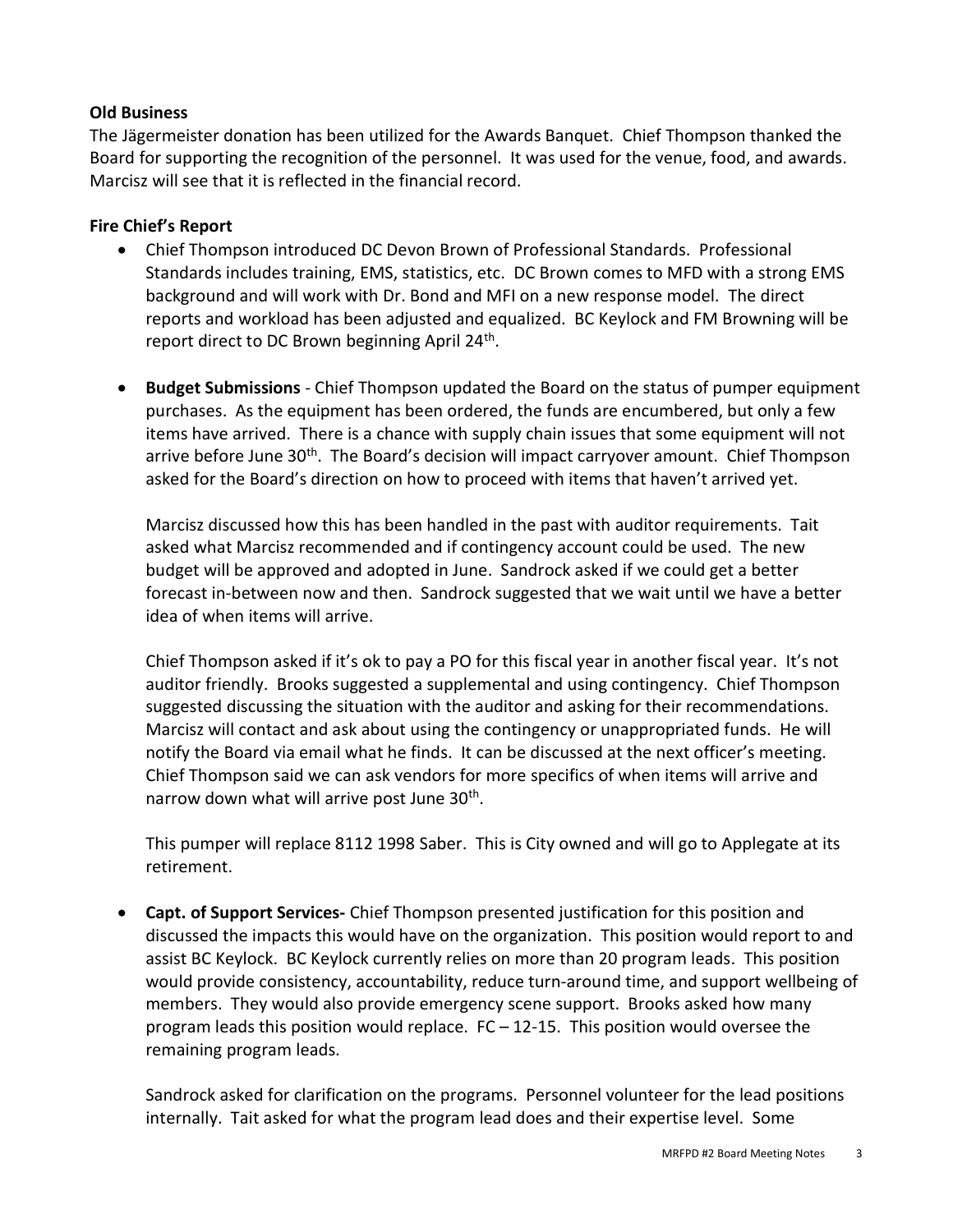**Old Business**

The Jägermeister donation has been utilized for the Awards Banquet. Chief Thompson thanked the Board for supporting the recognition of the personnel. It was used for the venue, food, and awards. Marcisz will see that it is reflected in the financial record.

**Fire Chief's Report**

- Chief Thompson introduced DC Devon Brown of Professional Standards. Professional Standards includes training, EMS, statistics, etc. DC Brown comes to MFD with a strong EMS background and will work with Dr. Bond and MFI on a new response model. The direct reports and workload has been adjusted and equalized. BC Keylock and FM Browning will be report direct to DC Brown beginning April 24th.

- **Budget Submissions** - Chief Thompson updated the Board on the status of pumper equipment purchases. As the equipment has been ordered, the funds are encumbered, but only a few items have arrived. There is a chance with supply chain issues that some equipment will not arrive before June 30th. The Board's decision will impact carryover amount. Chief Thompson asked for the Board's direction on how to proceed with items that haven't arrived yet.

  Marcisz discussed how this has been handled in the past with auditor requirements. Tait asked what Marcisz recommended and if contingency account could be used. The new budget will be approved and adopted in June. Sandrock asked if we could get a better forecast in-between now and then. Sandrock suggested that we wait until we have a better idea of when items will arrive.

  Chief Thompson asked if it's ok to pay a PO for this fiscal year in another fiscal year. It's not auditor friendly. Brooks suggested a supplemental and using contingency. Chief Thompson suggested discussing the situation with the auditor and asking for their recommendations. Marcisz will contact and ask about using the contingency or unappropriated funds. He will notify the Board via email what he finds. It can be discussed at the next officer's meeting. Chief Thompson said we can ask vendors for more specifics of when items will arrive and narrow down what will arrive post June 30th.

  This pumper will replace 8112 1998 Saber. This is City owned and will go to Applegate at its retirement.

- **Capt. of Support Services-** Chief Thompson presented justification for this position and discussed the impacts this would have on the organization. This position would report to and assist BC Keylock. BC Keylock currently relies on more than 20 program leads. This position would provide consistency, accountability, reduce turn-around time, and support wellbeing of members. They would also provide emergency scene support. Brooks asked how many program leads this position would replace. FC – 12-15. This position would oversee the remaining program leads.

  Sandrock asked for clarification on the programs. Personnel volunteer for the lead positions internally. Tait asked for what the program lead does and their expertise level. Some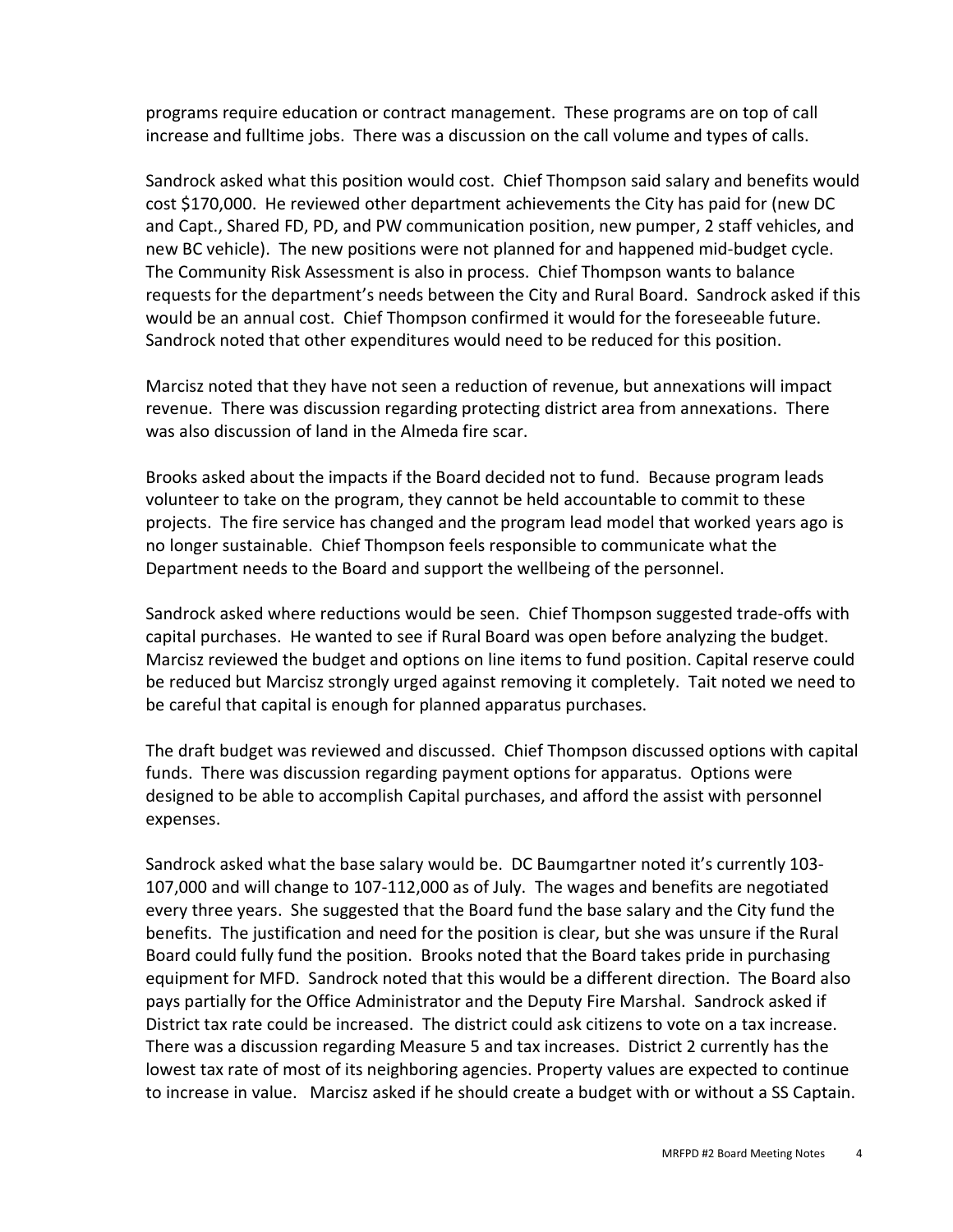programs require education or contract management. These programs are on top of call increase and fulltime jobs. There was a discussion on the call volume and types of calls.

Sandrock asked what this position would cost. Chief Thompson said salary and benefits would cost $170,000. He reviewed other department achievements the City has paid for (new DC and Capt., Shared FD, PD, and PW communication position, new pumper, 2 staff vehicles, and new BC vehicle). The new positions were not planned for and happened mid-budget cycle. The Community Risk Assessment is also in process. Chief Thompson wants to balance requests for the department's needs between the City and Rural Board. Sandrock asked if this would be an annual cost. Chief Thompson confirmed it would for the foreseeable future. Sandrock noted that other expenditures would need to be reduced for this position.

Marcisz noted that they have not seen a reduction of revenue, but annexations will impact revenue. There was discussion regarding protecting district area from annexations. There was also discussion of land in the Almeda fire scar.

Brooks asked about the impacts if the Board decided not to fund. Because program leads volunteer to take on the program, they cannot be held accountable to commit to these projects. The fire service has changed and the program lead model that worked years ago is no longer sustainable. Chief Thompson feels responsible to communicate what the Department needs to the Board and support the wellbeing of the personnel.

Sandrock asked where reductions would be seen. Chief Thompson suggested trade-offs with capital purchases. He wanted to see if Rural Board was open before analyzing the budget. Marcisz reviewed the budget and options on line items to fund position. Capital reserve could be reduced but Marcisz strongly urged against removing it completely. Tait noted we need to be careful that capital is enough for planned apparatus purchases.

The draft budget was reviewed and discussed. Chief Thompson discussed options with capital funds. There was discussion regarding payment options for apparatus. Options were designed to be able to accomplish Capital purchases, and afford the assist with personnel expenses.

Sandrock asked what the base salary would be. DC Baumgartner noted it's currently 103-107,000 and will change to 107-112,000 as of July. The wages and benefits are negotiated every three years. She suggested that the Board fund the base salary and the City fund the benefits. The justification and need for the position is clear, but she was unsure if the Rural Board could fully fund the position. Brooks noted that the Board takes pride in purchasing equipment for MFD. Sandrock noted that this would be a different direction. The Board also pays partially for the Office Administrator and the Deputy Fire Marshal. Sandrock asked if District tax rate could be increased. The district could ask citizens to vote on a tax increase. There was a discussion regarding Measure 5 and tax increases. District 2 currently has the lowest tax rate of most of its neighboring agencies. Property values are expected to continue to increase in value. Marcisz asked if he should create a budget with or without a SS Captain.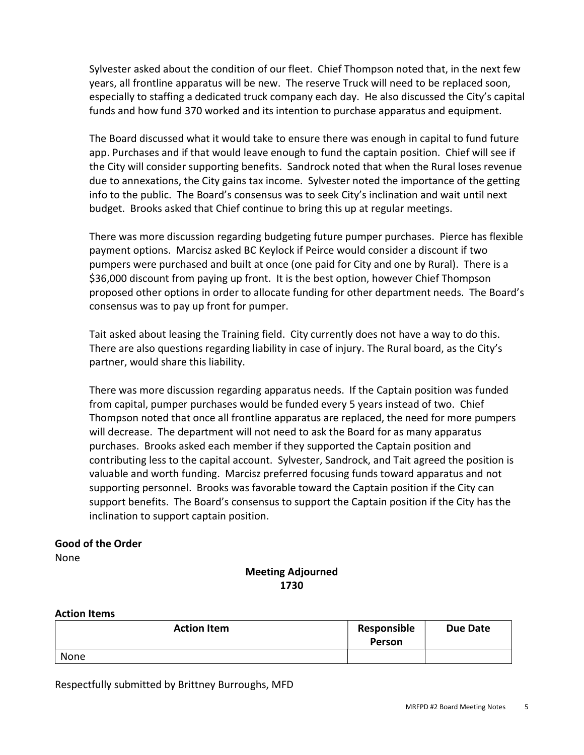Sylvester asked about the condition of our fleet. Chief Thompson noted that, in the next few years, all frontline apparatus will be new. The reserve Truck will need to be replaced soon, especially to staffing a dedicated truck company each day. He also discussed the City's capital funds and how fund 370 worked and its intention to purchase apparatus and equipment.

The Board discussed what it would take to ensure there was enough in capital to fund future app. Purchases and if that would leave enough to fund the captain position. Chief will see if the City will consider supporting benefits. Sandrock noted that when the Rural loses revenue due to annexations, the City gains tax income. Sylvester noted the importance of the getting info to the public. The Board's consensus was to seek City's inclination and wait until next budget. Brooks asked that Chief continue to bring this up at regular meetings.

There was more discussion regarding budgeting future pumper purchases. Pierce has flexible payment options. Marcisz asked BC Keylock if Peirce would consider a discount if two pumpers were purchased and built at once (one paid for City and one by Rural). There is a $36,000 discount from paying up front. It is the best option, however Chief Thompson proposed other options in order to allocate funding for other department needs. The Board's consensus was to pay up front for pumper.

Tait asked about leasing the Training field. City currently does not have a way to do this. There are also questions regarding liability in case of injury. The Rural board, as the City's partner, would share this liability.

There was more discussion regarding apparatus needs. If the Captain position was funded from capital, pumper purchases would be funded every 5 years instead of two. Chief Thompson noted that once all frontline apparatus are replaced, the need for more pumpers will decrease. The department will not need to ask the Board for as many apparatus purchases. Brooks asked each member if they supported the Captain position and contributing less to the capital account. Sylvester, Sandrock, and Tait agreed the position is valuable and worth funding. Marcisz preferred focusing funds toward apparatus and not supporting personnel. Brooks was favorable toward the Captain position if the City can support benefits. The Board's consensus to support the Captain position if the City has the inclination to support captain position.

**Good of the Order**

None

**Meeting Adjourned**
**1730**

**Action Items**

| Action Item | Responsible Person | Due Date |
|---|---|---|
| None | | |

Respectfully submitted by Brittney Burroughs, MFD